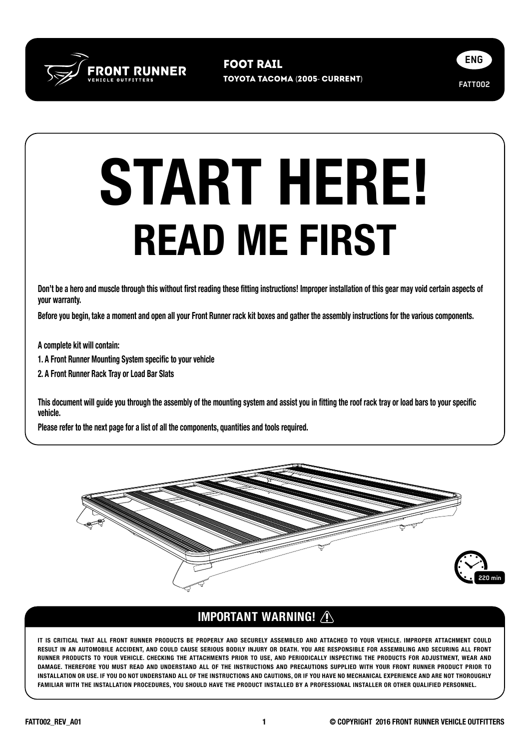FRONT RUNNER
VEHICLE OUTFITTERS

**FOOT RAIL**
**TOYOTA TACOMA (2005- CURRENT)**

ENG

FATT002

# START HERE!
## READ ME FIRST

**Don't be a hero and muscle through this without first reading these fitting instructions! Improper installation of this gear may void certain aspects of your warranty.**

**Before you begin, take a moment and open all your Front Runner rack kit boxes and gather the assembly instructions for the various components.**

**A complete kit will contain:**

**1. A Front Runner Mounting System specific to your vehicle**

**2. A Front Runner Rack Tray or Load Bar Slats**

**This document will guide you through the assembly of the mounting system and assist you in fitting the roof rack tray or load bars to your specific vehicle.**

**Please refer to the next page for a list of all the components, quantities and tools required.**

220 min

## IMPORTANT WARNING!

**IT IS CRITICAL THAT ALL FRONT RUNNER PRODUCTS BE PROPERLY AND SECURELY ASSEMBLED AND ATTACHED TO YOUR VEHICLE. IMPROPER ATTACHMENT COULD RESULT IN AN AUTOMOBILE ACCIDENT, AND COULD CAUSE SERIOUS BODILY INJURY OR DEATH. YOU ARE RESPONSIBLE FOR ASSEMBLING AND SECURING ALL FRONT RUNNER PRODUCTS TO YOUR VEHICLE. CHECKING THE ATTACHMENTS PRIOR TO USE, AND PERIODICALLY INSPECTING THE PRODUCTS FOR ADJUSTMENT, WEAR AND DAMAGE. THEREFORE YOU MUST READ AND UNDERSTAND ALL OF THE INSTRUCTIONS AND PRECAUTIONS SUPPLIED WITH YOUR FRONT RUNNER PRODUCT PRIOR TO INSTALLATION OR USE. IF YOU DO NOT UNDERSTAND ALL OF THE INSTRUCTIONS AND CAUTIONS, OR IF YOU HAVE NO MECHANICAL EXPERIENCE AND ARE NOT THOROUGHLY FAMILIAR WITH THE INSTALLATION PROCEDURES, YOU SHOULD HAVE THE PRODUCT INSTALLED BY A PROFESSIONAL INSTALLER OR OTHER QUALIFIED PERSONNEL.**

FATT002_REV_A01

© COPYRIGHT 2016 FRONT RUNNER VEHICLE OUTFITTERS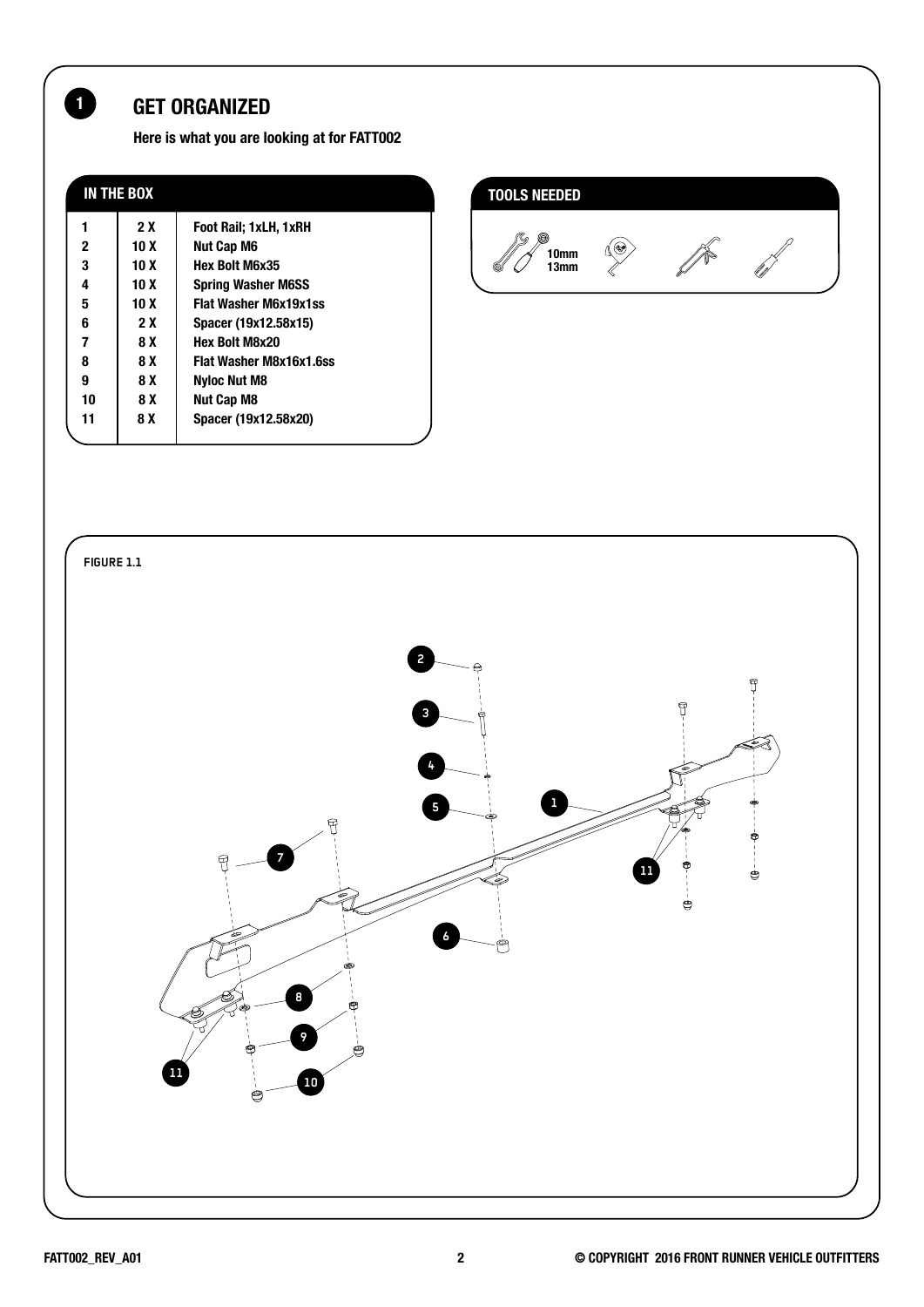## 1 GET ORGANIZED

**Here is what you are looking at for FATT002**

| IN THE BOX | | |
|---|---|---|
| 1 | 2 X | Foot Rail; 1xLH, 1xRH |
| 2 | 10 X | Nut Cap M6 |
| 3 | 10 X | Hex Bolt M6x35 |
| 4 | 10 X | Spring Washer M6SS |
| 5 | 10 X | Flat Washer M6x19x1ss |
| 6 | 2 X | Spacer (19x12.58x15) |
| 7 | 8 X | Hex Bolt M8x20 |
| 8 | 8 X | Flat Washer M8x16x1.6ss |
| 9 | 8 X | Nyloc Nut M8 |
| 10 | 8 X | Nut Cap M8 |
| 11 | 8 X | Spacer (19x12.58x20) |

**TOOLS NEEDED**

10mm
13mm

FIGURE 1.1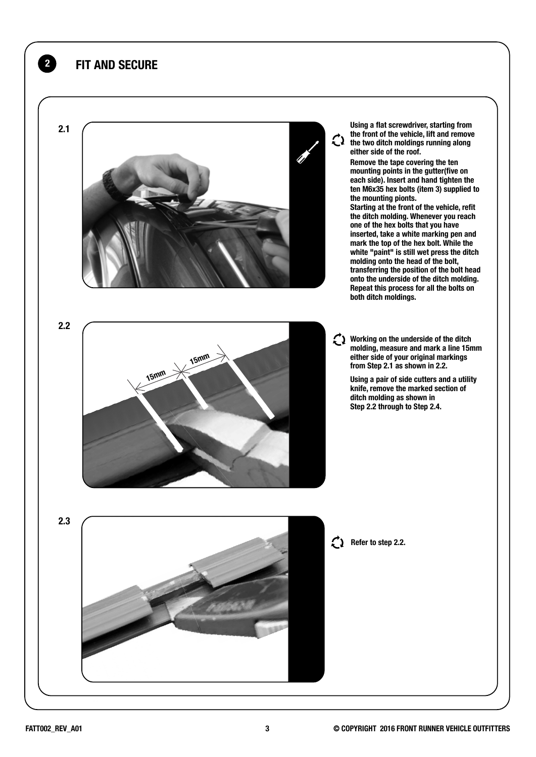## 2 FIT AND SECURE

**2.1**

**Using a flat screwdriver, starting from the front of the vehicle, lift and remove the two ditch moldings running along either side of the roof.**

**Remove the tape covering the ten mounting points in the gutter(five on each side). Insert and hand tighten the ten M6x35 hex bolts (item 3) supplied to the mounting pionts.**

**Starting at the front of the vehicle, refit the ditch molding. Whenever you reach one of the hex bolts that you have inserted, take a white marking pen and mark the top of the hex bolt. While the white "paint" is still wet press the ditch molding onto the head of the bolt, transferring the position of the bolt head onto the underside of the ditch molding. Repeat this process for all the bolts on both ditch moldings.**

**2.2**

**Working on the underside of the ditch molding, measure and mark a line 15mm either side of your original markings from Step 2.1 as shown in 2.2.**

**Using a pair of side cutters and a utility knife, remove the marked section of ditch molding as shown in Step 2.2 through to Step 2.4.**

**2.3**

**Refer to step 2.2.**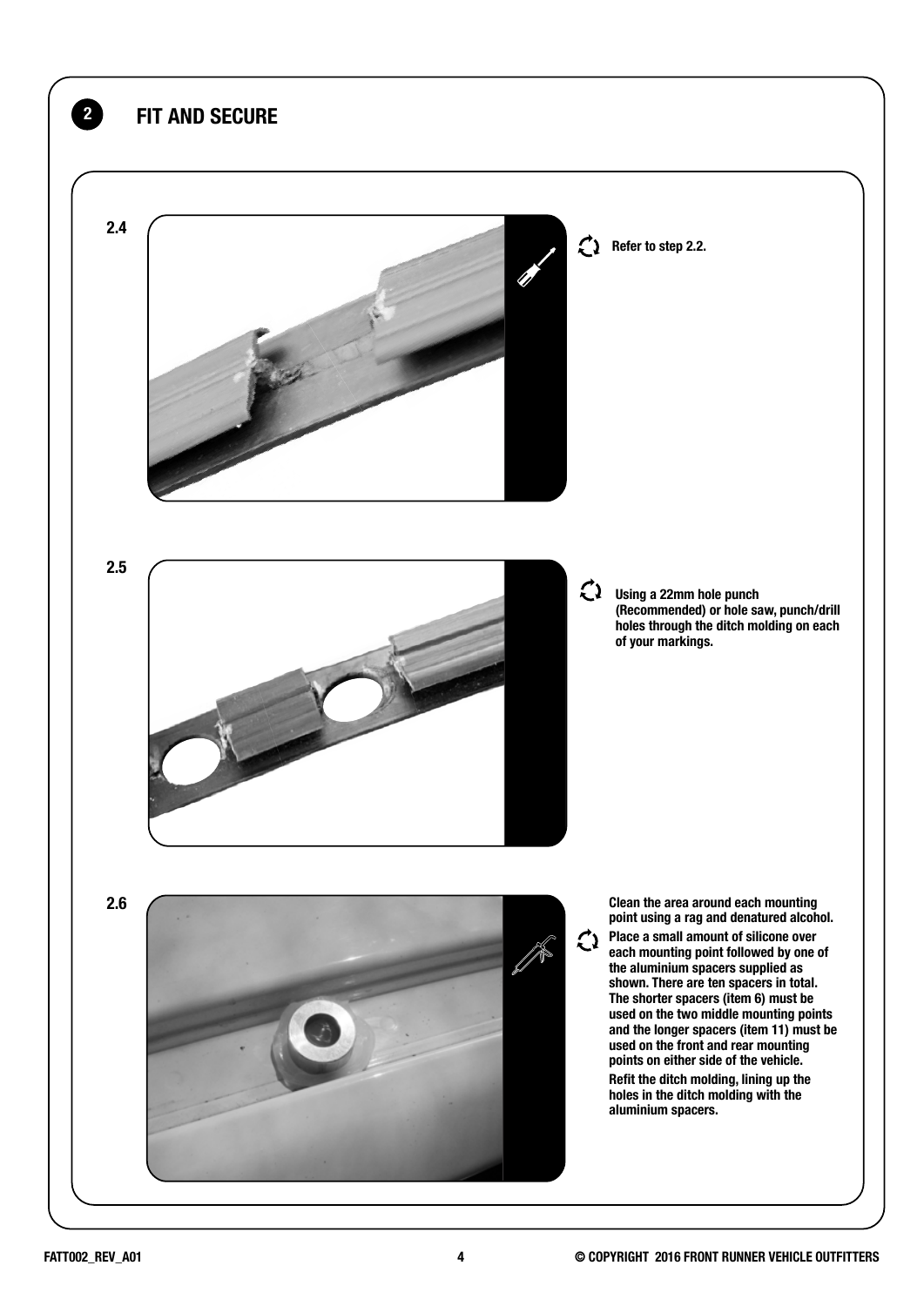## 2 FIT AND SECURE

**2.4**

**Refer to step 2.2.**

**2.5**

**Using a 22mm hole punch (Recommended) or hole saw, punch/drill holes through the ditch molding on each of your markings.**

**2.6**

**Clean the area around each mounting point using a rag and denatured alcohol.**

**Place a small amount of silicone over each mounting point followed by one of the aluminium spacers supplied as shown. There are ten spacers in total. The shorter spacers (item 6) must be used on the two middle mounting points and the longer spacers (item 11) must be used on the front and rear mounting points on either side of the vehicle.**

**Refit the ditch molding, lining up the holes in the ditch molding with the aluminium spacers.**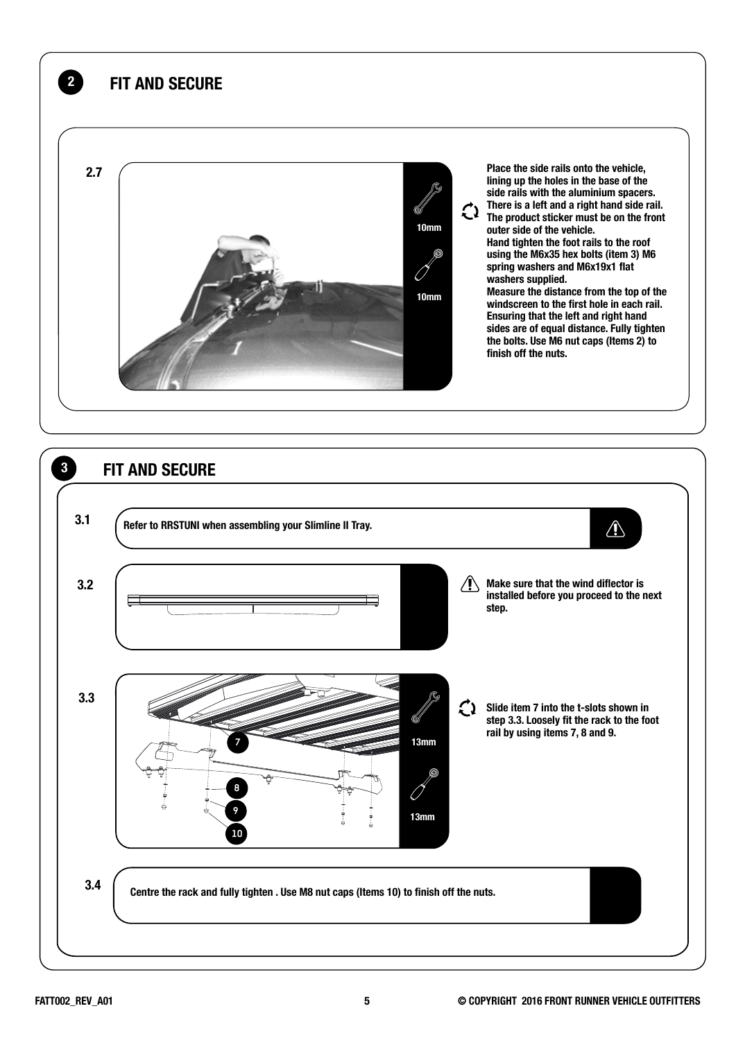## 2 FIT AND SECURE

**2.7**

10mm

10mm

Place the side rails onto the vehicle, lining up the holes in the base of the side rails with the aluminium spacers. There is a left and a right hand side rail. The product sticker must be on the front outer side of the vehicle.
Hand tighten the foot rails to the roof using the M6x35 hex bolts (item 3) M6 spring washers and M6x19x1 flat washers supplied.
Measure the distance from the top of the windscreen to the first hole in each rail. Ensuring that the left and right hand sides are of equal distance. Fully tighten the bolts. Use M6 nut caps (Items 2) to finish off the nuts.

## 3 FIT AND SECURE

**3.1** Refer to RRSTUNI when assembling your Slimline II Tray.

**3.2** Make sure that the wind diflector is installed before you proceed to the next step.

**3.3**

7

8

9

10

13mm

13mm

Slide item 7 into the t-slots shown in step 3.3. Loosely fit the rack to the foot rail by using items 7, 8 and 9.

**3.4** Centre the rack and fully tighten . Use M8 nut caps (Items 10) to finish off the nuts.

FATT002_REV_A01

© COPYRIGHT 2016 FRONT RUNNER VEHICLE OUTFITTERS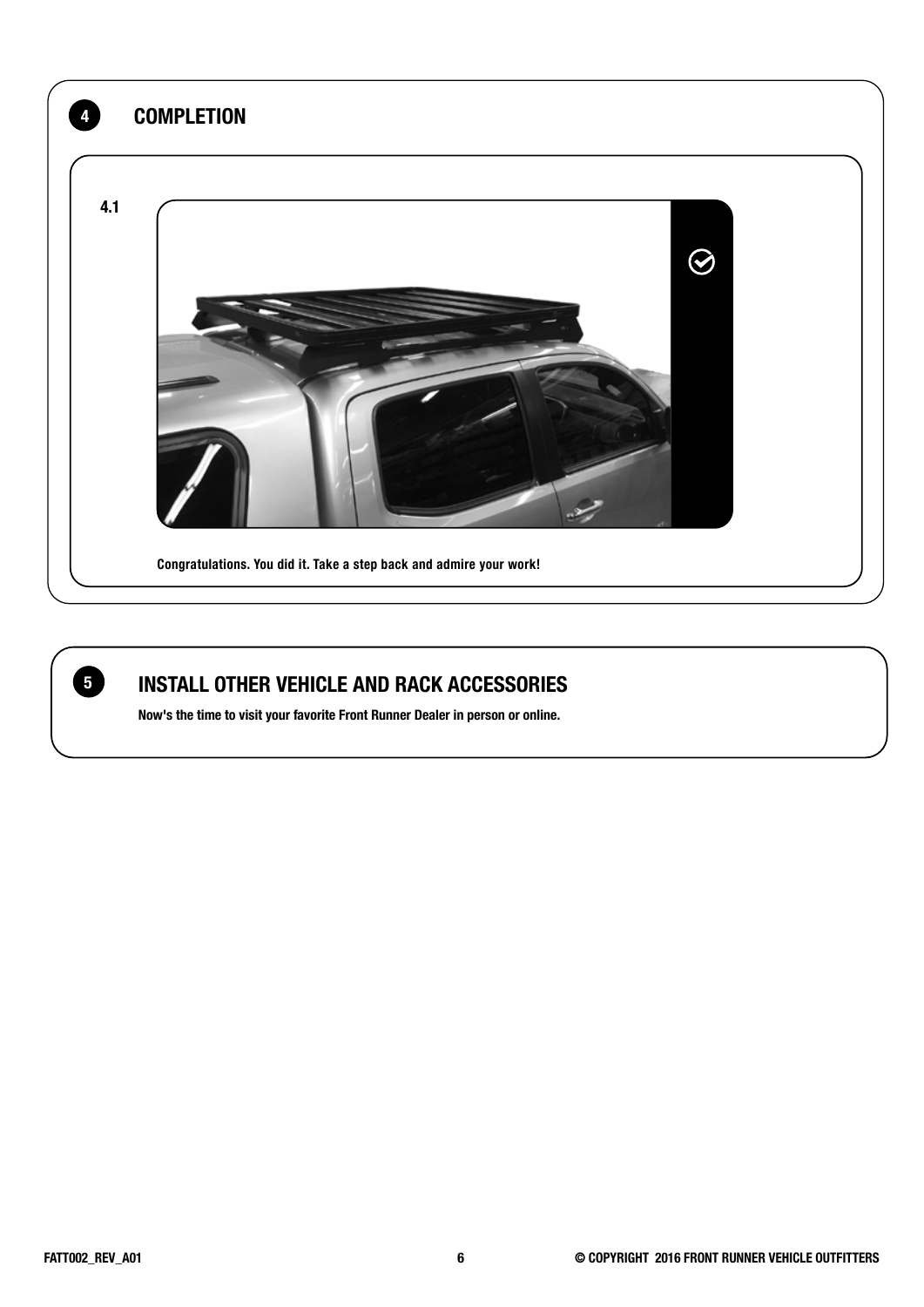## 4 COMPLETION

**4.1**

Congratulations. You did it. Take a step back and admire your work!

## 5 INSTALL OTHER VEHICLE AND RACK ACCESSORIES

**Now's the time to visit your favorite Front Runner Dealer in person or online.**